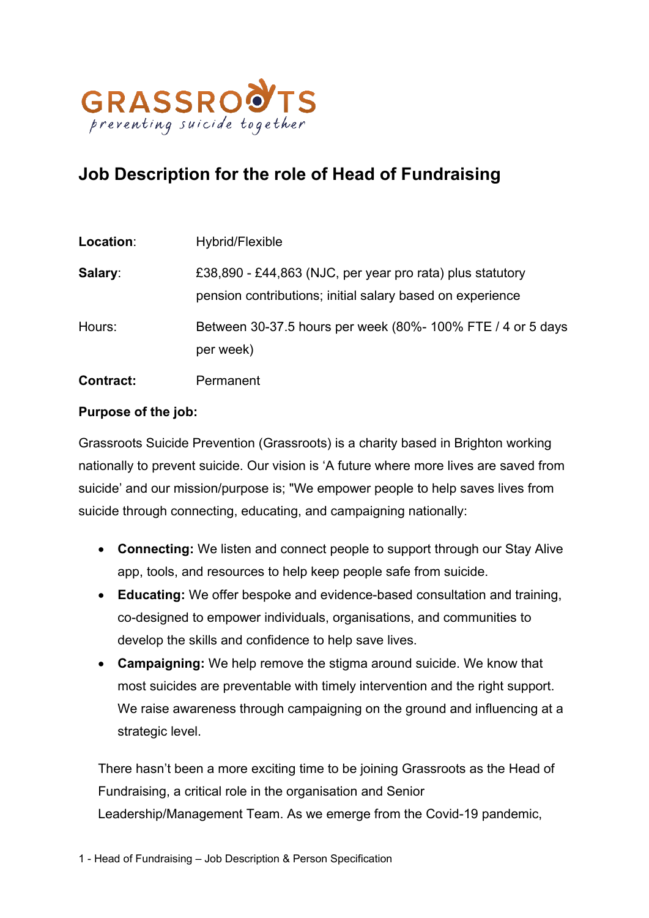GRASSROOTS
preventing suicide together

# Job Description for the role of Head of Fundraising

**Location**: Hybrid/Flexible

**Salary**: £38,890 - £44,863 (NJC, per year pro rata) plus statutory pension contributions; initial salary based on experience

Hours: Between 30-37.5 hours per week (80%- 100% FTE / 4 or 5 days per week)

**Contract:** Permanent

**Purpose of the job:**

Grassroots Suicide Prevention (Grassroots) is a charity based in Brighton working nationally to prevent suicide. Our vision is 'A future where more lives are saved from suicide' and our mission/purpose is; "We empower people to help saves lives from suicide through connecting, educating, and campaigning nationally:

- **Connecting:** We listen and connect people to support through our Stay Alive app, tools, and resources to help keep people safe from suicide.
- **Educating:** We offer bespoke and evidence-based consultation and training, co-designed to empower individuals, organisations, and communities to develop the skills and confidence to help save lives.
- **Campaigning:** We help remove the stigma around suicide. We know that most suicides are preventable with timely intervention and the right support. We raise awareness through campaigning on the ground and influencing at a strategic level.

There hasn't been a more exciting time to be joining Grassroots as the Head of Fundraising, a critical role in the organisation and Senior Leadership/Management Team. As we emerge from the Covid-19 pandemic,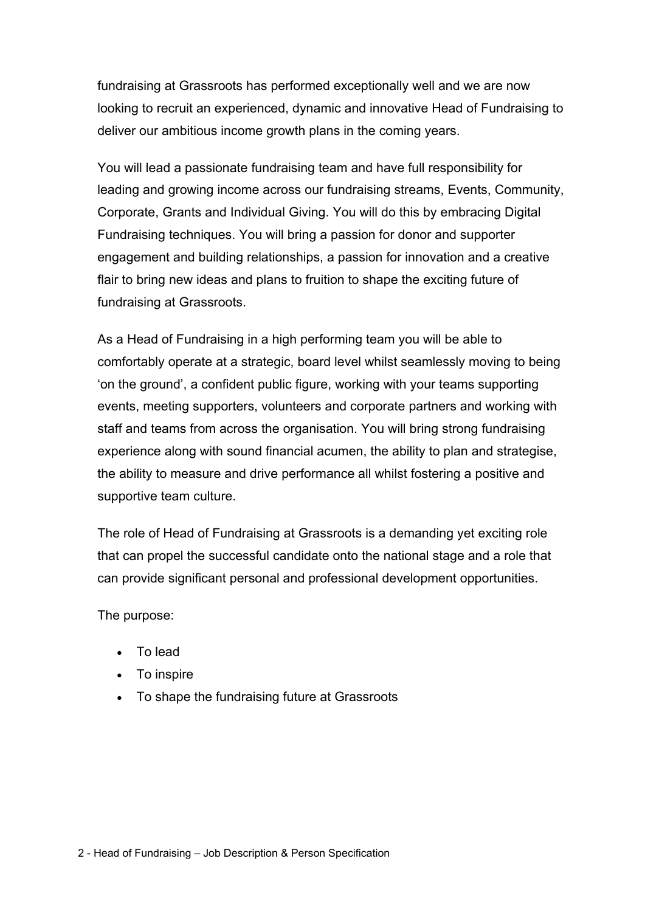fundraising at Grassroots has performed exceptionally well and we are now looking to recruit an experienced, dynamic and innovative Head of Fundraising to deliver our ambitious income growth plans in the coming years.

You will lead a passionate fundraising team and have full responsibility for leading and growing income across our fundraising streams, Events, Community, Corporate, Grants and Individual Giving. You will do this by embracing Digital Fundraising techniques. You will bring a passion for donor and supporter engagement and building relationships, a passion for innovation and a creative flair to bring new ideas and plans to fruition to shape the exciting future of fundraising at Grassroots.

As a Head of Fundraising in a high performing team you will be able to comfortably operate at a strategic, board level whilst seamlessly moving to being 'on the ground', a confident public figure, working with your teams supporting events, meeting supporters, volunteers and corporate partners and working with staff and teams from across the organisation. You will bring strong fundraising experience along with sound financial acumen, the ability to plan and strategise, the ability to measure and drive performance all whilst fostering a positive and supportive team culture.

The role of Head of Fundraising at Grassroots is a demanding yet exciting role that can propel the successful candidate onto the national stage and a role that can provide significant personal and professional development opportunities.

The purpose:

- To lead
- To inspire
- To shape the fundraising future at Grassroots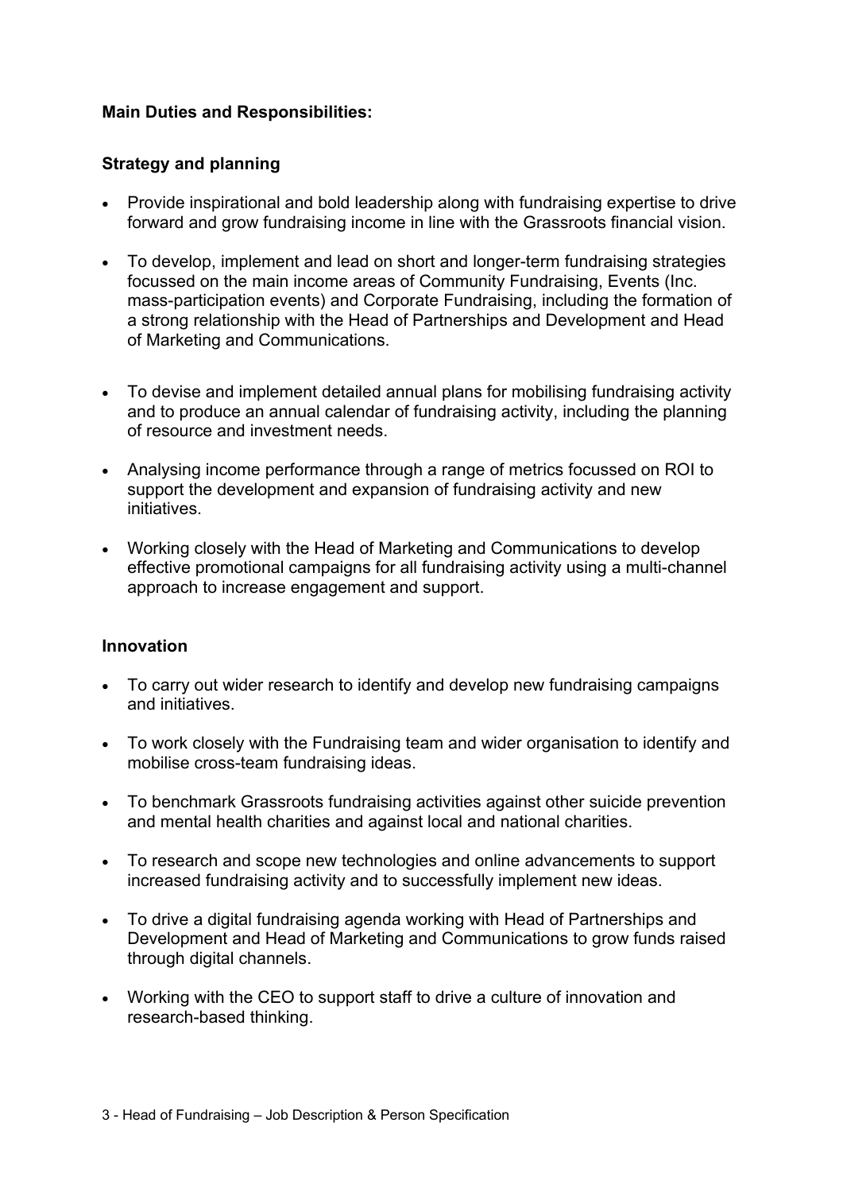**Main Duties and Responsibilities:**

**Strategy and planning**

- Provide inspirational and bold leadership along with fundraising expertise to drive forward and grow fundraising income in line with the Grassroots financial vision.

- To develop, implement and lead on short and longer-term fundraising strategies focussed on the main income areas of Community Fundraising, Events (Inc. mass-participation events) and Corporate Fundraising, including the formation of a strong relationship with the Head of Partnerships and Development and Head of Marketing and Communications.

- To devise and implement detailed annual plans for mobilising fundraising activity and to produce an annual calendar of fundraising activity, including the planning of resource and investment needs.

- Analysing income performance through a range of metrics focussed on ROI to support the development and expansion of fundraising activity and new initiatives.

- Working closely with the Head of Marketing and Communications to develop effective promotional campaigns for all fundraising activity using a multi-channel approach to increase engagement and support.

**Innovation**

- To carry out wider research to identify and develop new fundraising campaigns and initiatives.

- To work closely with the Fundraising team and wider organisation to identify and mobilise cross-team fundraising ideas.

- To benchmark Grassroots fundraising activities against other suicide prevention and mental health charities and against local and national charities.

- To research and scope new technologies and online advancements to support increased fundraising activity and to successfully implement new ideas.

- To drive a digital fundraising agenda working with Head of Partnerships and Development and Head of Marketing and Communications to grow funds raised through digital channels.

- Working with the CEO to support staff to drive a culture of innovation and research-based thinking.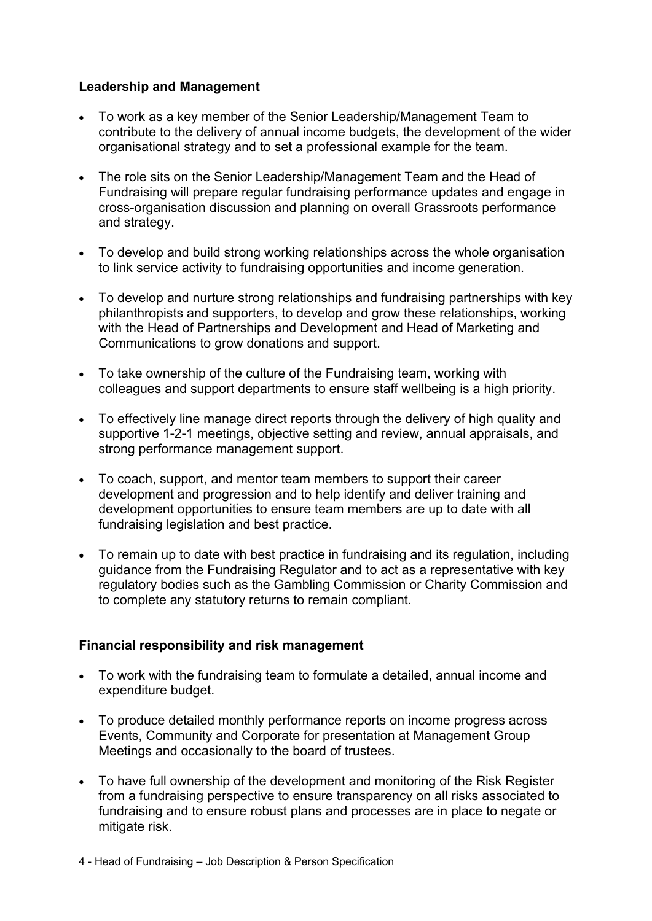**Leadership and Management**

- To work as a key member of the Senior Leadership/Management Team to contribute to the delivery of annual income budgets, the development of the wider organisational strategy and to set a professional example for the team.
- The role sits on the Senior Leadership/Management Team and the Head of Fundraising will prepare regular fundraising performance updates and engage in cross-organisation discussion and planning on overall Grassroots performance and strategy.
- To develop and build strong working relationships across the whole organisation to link service activity to fundraising opportunities and income generation.
- To develop and nurture strong relationships and fundraising partnerships with key philanthropists and supporters, to develop and grow these relationships, working with the Head of Partnerships and Development and Head of Marketing and Communications to grow donations and support.
- To take ownership of the culture of the Fundraising team, working with colleagues and support departments to ensure staff wellbeing is a high priority.
- To effectively line manage direct reports through the delivery of high quality and supportive 1-2-1 meetings, objective setting and review, annual appraisals, and strong performance management support.
- To coach, support, and mentor team members to support their career development and progression and to help identify and deliver training and development opportunities to ensure team members are up to date with all fundraising legislation and best practice.
- To remain up to date with best practice in fundraising and its regulation, including guidance from the Fundraising Regulator and to act as a representative with key regulatory bodies such as the Gambling Commission or Charity Commission and to complete any statutory returns to remain compliant.

**Financial responsibility and risk management**

- To work with the fundraising team to formulate a detailed, annual income and expenditure budget.
- To produce detailed monthly performance reports on income progress across Events, Community and Corporate for presentation at Management Group Meetings and occasionally to the board of trustees.
- To have full ownership of the development and monitoring of the Risk Register from a fundraising perspective to ensure transparency on all risks associated to fundraising and to ensure robust plans and processes are in place to negate or mitigate risk.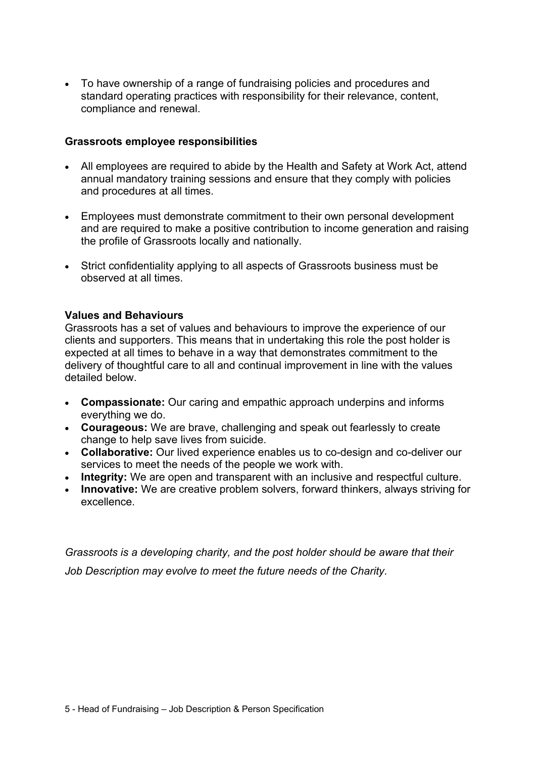- To have ownership of a range of fundraising policies and procedures and standard operating practices with responsibility for their relevance, content, compliance and renewal.

**Grassroots employee responsibilities**

- All employees are required to abide by the Health and Safety at Work Act, attend annual mandatory training sessions and ensure that they comply with policies and procedures at all times.

- Employees must demonstrate commitment to their own personal development and are required to make a positive contribution to income generation and raising the profile of Grassroots locally and nationally.

- Strict confidentiality applying to all aspects of Grassroots business must be observed at all times.

**Values and Behaviours**

Grassroots has a set of values and behaviours to improve the experience of our clients and supporters. This means that in undertaking this role the post holder is expected at all times to behave in a way that demonstrates commitment to the delivery of thoughtful care to all and continual improvement in line with the values detailed below.

- **Compassionate:** Our caring and empathic approach underpins and informs everything we do.
- **Courageous:** We are brave, challenging and speak out fearlessly to create change to help save lives from suicide.
- **Collaborative:** Our lived experience enables us to co-design and co-deliver our services to meet the needs of the people we work with.
- **Integrity:** We are open and transparent with an inclusive and respectful culture.
- **Innovative:** We are creative problem solvers, forward thinkers, always striving for excellence.

*Grassroots is a developing charity, and the post holder should be aware that their Job Description may evolve to meet the future needs of the Charity.*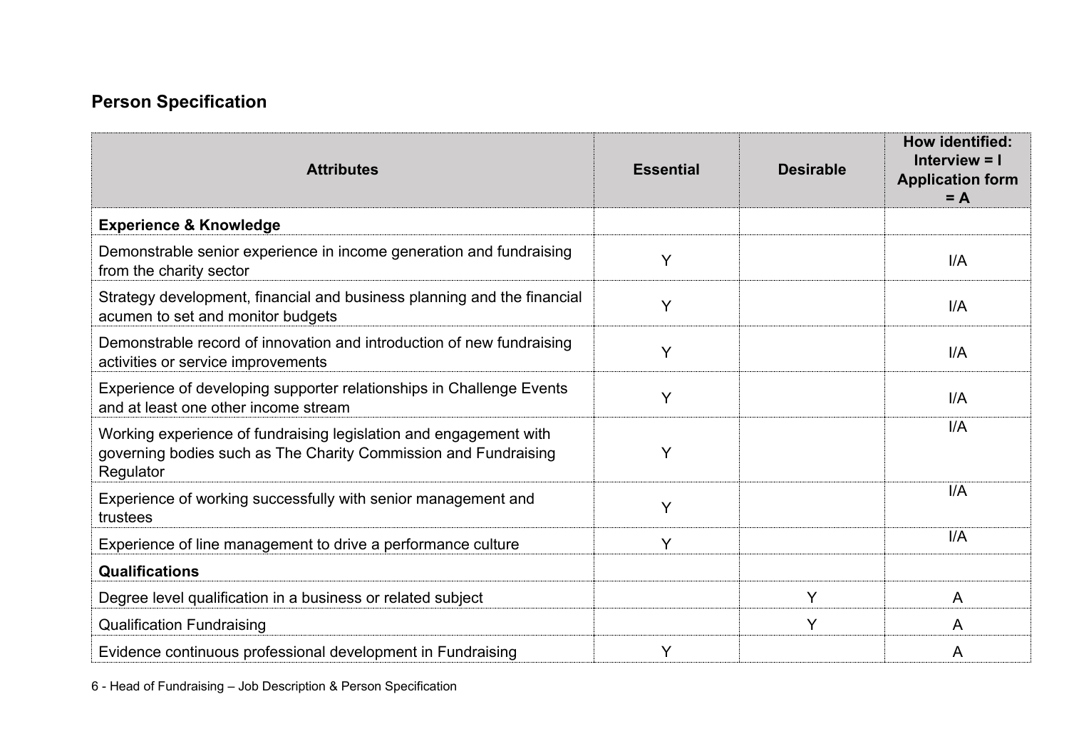## Person Specification

| Attributes | Essential | Desirable | How identified: Interview = I Application form = A |
|---|---|---|---|
| **Experience & Knowledge** | | | |
| Demonstrable senior experience in income generation and fundraising from the charity sector | Y | | I/A |
| Strategy development, financial and business planning and the financial acumen to set and monitor budgets | Y | | I/A |
| Demonstrable record of innovation and introduction of new fundraising activities or service improvements | Y | | I/A |
| Experience of developing supporter relationships in Challenge Events and at least one other income stream | Y | | I/A |
| Working experience of fundraising legislation and engagement with governing bodies such as The Charity Commission and Fundraising Regulator | Y | | I/A |
| Experience of working successfully with senior management and trustees | Y | | I/A |
| Experience of line management to drive a performance culture | Y | | I/A |
| **Qualifications** | | | |
| Degree level qualification in a business or related subject | | Y | A |
| Qualification Fundraising | | Y | A |
| Evidence continuous professional development in Fundraising | Y | | A |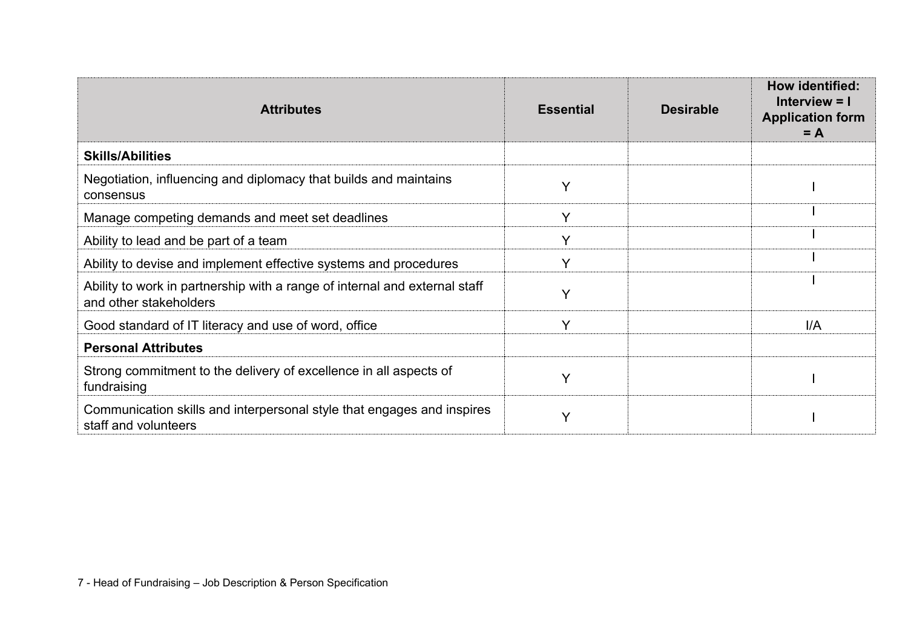| Attributes | Essential | Desirable | How identified: Interview = I Application form = A |
|---|---|---|---|
| **Skills/Abilities** | | | |
| Negotiation, influencing and diplomacy that builds and maintains consensus | Y | | I |
| Manage competing demands and meet set deadlines | Y | | I |
| Ability to lead and be part of a team | Y | | I |
| Ability to devise and implement effective systems and procedures | Y | | I |
| Ability to work in partnership with a range of internal and external staff and other stakeholders | Y | | I |
| Good standard of IT literacy and use of word, office | Y | | I/A |
| **Personal Attributes** | | | |
| Strong commitment to the delivery of excellence in all aspects of fundraising | Y | | I |
| Communication skills and interpersonal style that engages and inspires staff and volunteers | Y | | I |